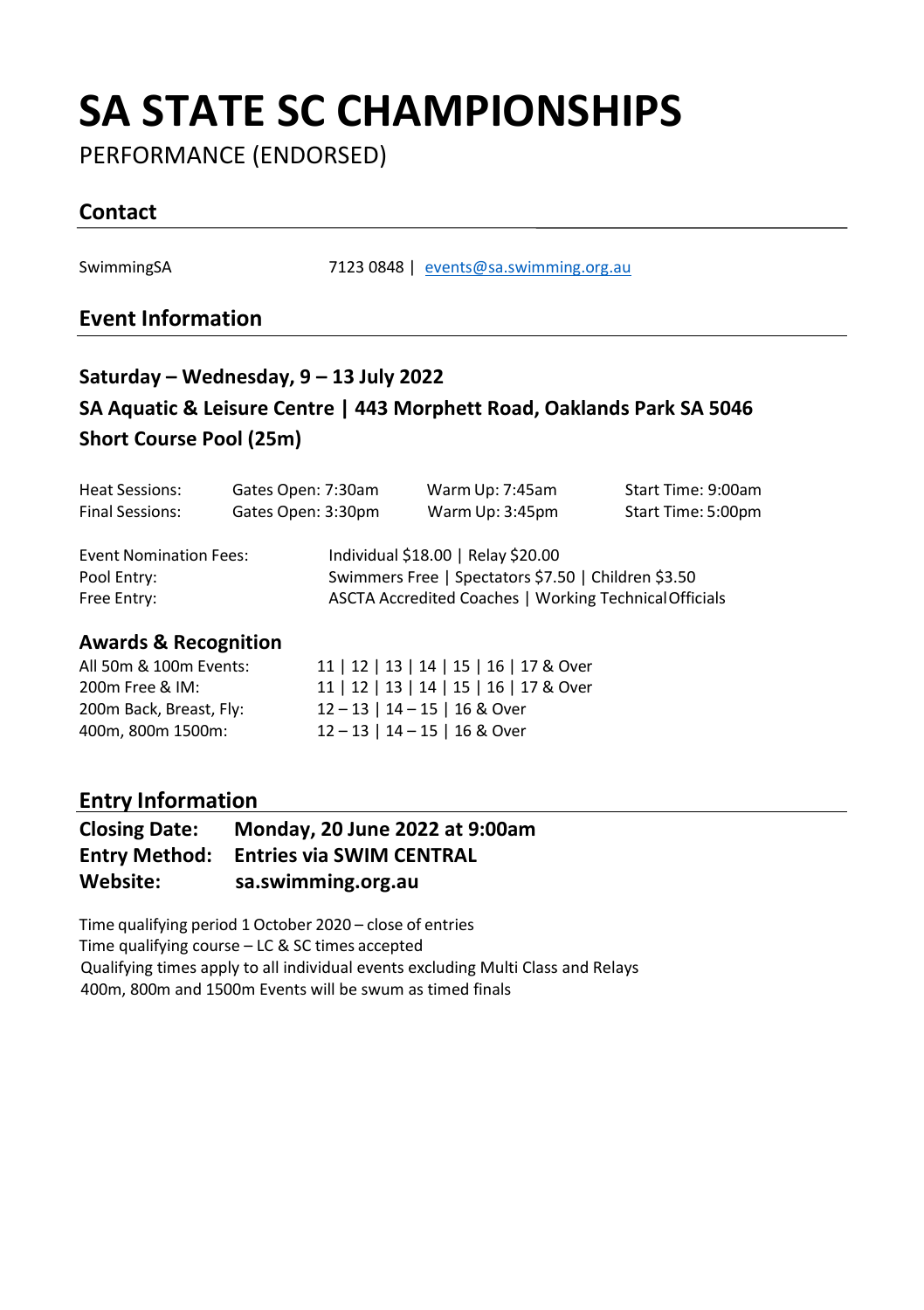# SA STATE SC CHAMPIONSHIPS

PERFORMANCE (ENDORSED)

## Contact

| | |
|---|---|
| SwimmingSA | 7123 0848 \| events@sa.swimming.org.au |

## Event Information

### Saturday – Wednesday, 9 – 13 July 2022

### SA Aquatic & Leisure Centre | 443 Morphett Road, Oaklands Park SA 5046

### Short Course Pool (25m)

| | | | |
|---|---|---|---|
| Heat Sessions: | Gates Open: 7:30am | Warm Up: 7:45am | Start Time: 9:00am |
| Final Sessions: | Gates Open: 3:30pm | Warm Up: 3:45pm | Start Time: 5:00pm |

| | |
|---|---|
| Event Nomination Fees: | Individual $18.00 \| Relay $20.00 |
| Pool Entry: | Swimmers Free \| Spectators $7.50 \| Children $3.50 |
| Free Entry: | ASCTA Accredited Coaches \| Working Technical Officials |

### Awards & Recognition

| | |
|---|---|
| All 50m & 100m Events: | 11 \| 12 \| 13 \| 14 \| 15 \| 16 \| 17 & Over |
| 200m Free & IM: | 11 \| 12 \| 13 \| 14 \| 15 \| 16 \| 17 & Over |
| 200m Back, Breast, Fly: | 12 – 13 \| 14 – 15 \| 16 & Over |
| 400m, 800m 1500m: | 12 – 13 \| 14 – 15 \| 16 & Over |

## Entry Information

**Closing Date:** **Monday, 20 June 2022 at 9:00am**
**Entry Method:** **Entries via SWIM CENTRAL**
**Website:** **sa.swimming.org.au**

Time qualifying period 1 October 2020 – close of entries
Time qualifying course – LC & SC times accepted
Qualifying times apply to all individual events excluding Multi Class and Relays
400m, 800m and 1500m Events will be swum as timed finals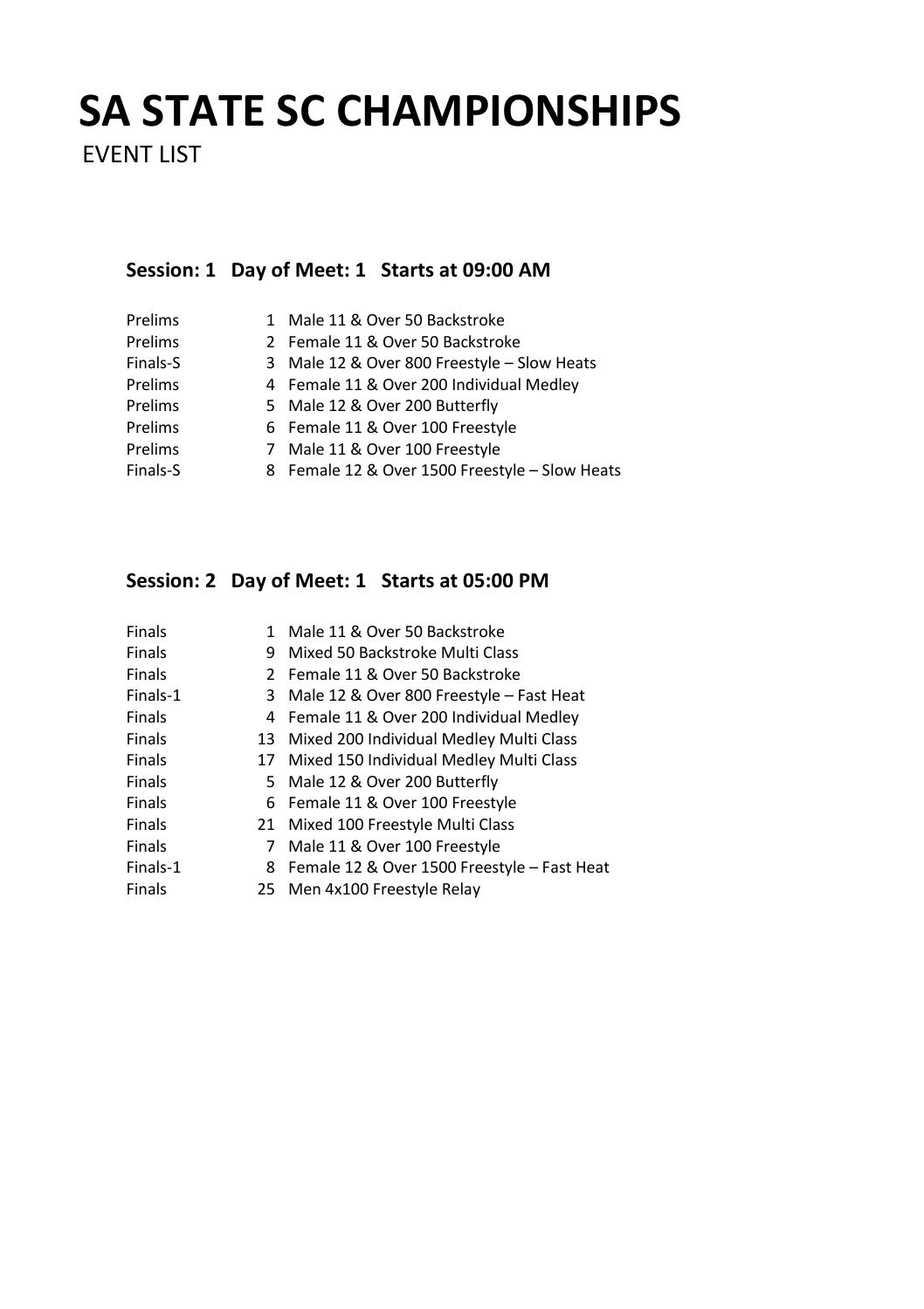# SA STATE SC CHAMPIONSHIPS

EVENT LIST

### Session: 1   Day of Meet: 1   Starts at 09:00 AM

| | | |
|---|---|---|
| Prelims | 1 | Male 11 & Over 50 Backstroke |
| Prelims | 2 | Female 11 & Over 50 Backstroke |
| Finals-S | 3 | Male 12 & Over 800 Freestyle – Slow Heats |
| Prelims | 4 | Female 11 & Over 200 Individual Medley |
| Prelims | 5 | Male 12 & Over 200 Butterfly |
| Prelims | 6 | Female 11 & Over 100 Freestyle |
| Prelims | 7 | Male 11 & Over 100 Freestyle |
| Finals-S | 8 | Female 12 & Over 1500 Freestyle – Slow Heats |

### Session: 2   Day of Meet: 1   Starts at 05:00 PM

| | | |
|---|---|---|
| Finals | 1 | Male 11 & Over 50 Backstroke |
| Finals | 9 | Mixed 50 Backstroke Multi Class |
| Finals | 2 | Female 11 & Over 50 Backstroke |
| Finals-1 | 3 | Male 12 & Over 800 Freestyle – Fast Heat |
| Finals | 4 | Female 11 & Over 200 Individual Medley |
| Finals | 13 | Mixed 200 Individual Medley Multi Class |
| Finals | 17 | Mixed 150 Individual Medley Multi Class |
| Finals | 5 | Male 12 & Over 200 Butterfly |
| Finals | 6 | Female 11 & Over 100 Freestyle |
| Finals | 21 | Mixed 100 Freestyle Multi Class |
| Finals | 7 | Male 11 & Over 100 Freestyle |
| Finals-1 | 8 | Female 12 & Over 1500 Freestyle – Fast Heat |
| Finals | 25 | Men 4x100 Freestyle Relay |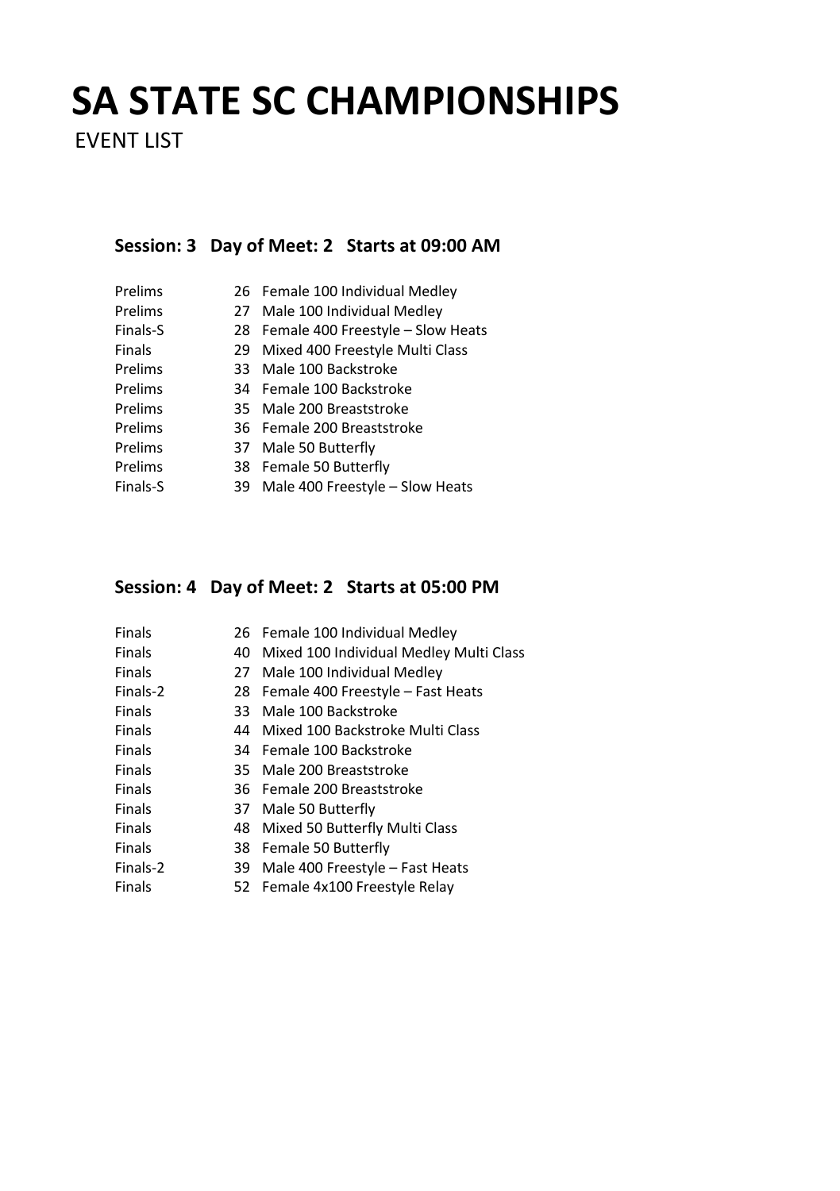# SA STATE SC CHAMPIONSHIPS

EVENT LIST

### Session: 3 Day of Meet: 2 Starts at 09:00 AM

| | | |
|---|---|---|
| Prelims | 26 | Female 100 Individual Medley |
| Prelims | 27 | Male 100 Individual Medley |
| Finals-S | 28 | Female 400 Freestyle – Slow Heats |
| Finals | 29 | Mixed 400 Freestyle Multi Class |
| Prelims | 33 | Male 100 Backstroke |
| Prelims | 34 | Female 100 Backstroke |
| Prelims | 35 | Male 200 Breaststroke |
| Prelims | 36 | Female 200 Breaststroke |
| Prelims | 37 | Male 50 Butterfly |
| Prelims | 38 | Female 50 Butterfly |
| Finals-S | 39 | Male 400 Freestyle – Slow Heats |

### Session: 4 Day of Meet: 2 Starts at 05:00 PM

| | | |
|---|---|---|
| Finals | 26 | Female 100 Individual Medley |
| Finals | 40 | Mixed 100 Individual Medley Multi Class |
| Finals | 27 | Male 100 Individual Medley |
| Finals-2 | 28 | Female 400 Freestyle – Fast Heats |
| Finals | 33 | Male 100 Backstroke |
| Finals | 44 | Mixed 100 Backstroke Multi Class |
| Finals | 34 | Female 100 Backstroke |
| Finals | 35 | Male 200 Breaststroke |
| Finals | 36 | Female 200 Breaststroke |
| Finals | 37 | Male 50 Butterfly |
| Finals | 48 | Mixed 50 Butterfly Multi Class |
| Finals | 38 | Female 50 Butterfly |
| Finals-2 | 39 | Male 400 Freestyle – Fast Heats |
| Finals | 52 | Female 4x100 Freestyle Relay |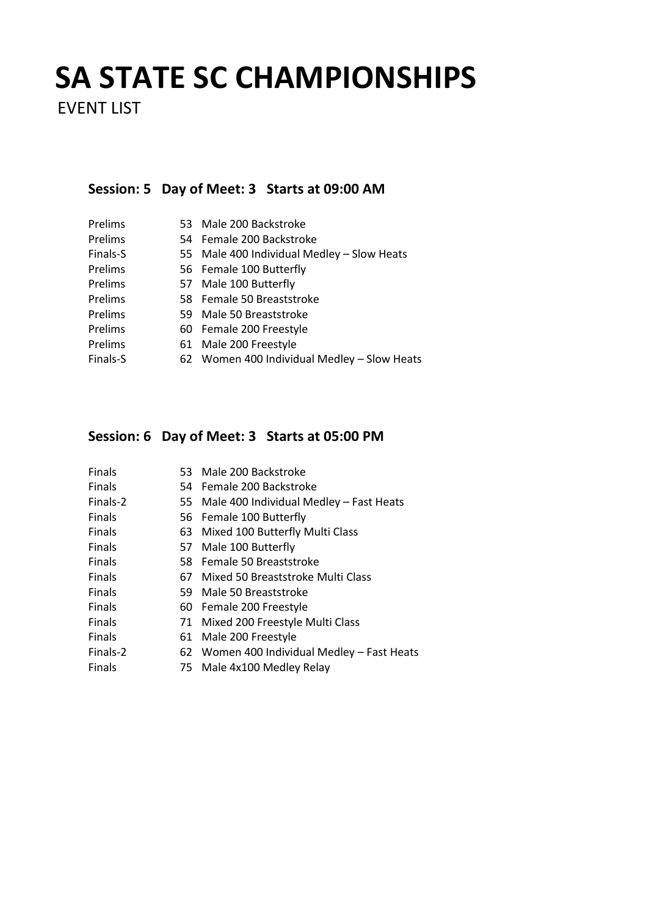# SA STATE SC CHAMPIONSHIPS

EVENT LIST

### Session: 5 Day of Meet: 3 Starts at 09:00 AM

| | | |
|---|---|---|
| Prelims | 53 | Male 200 Backstroke |
| Prelims | 54 | Female 200 Backstroke |
| Finals-S | 55 | Male 400 Individual Medley – Slow Heats |
| Prelims | 56 | Female 100 Butterfly |
| Prelims | 57 | Male 100 Butterfly |
| Prelims | 58 | Female 50 Breaststroke |
| Prelims | 59 | Male 50 Breaststroke |
| Prelims | 60 | Female 200 Freestyle |
| Prelims | 61 | Male 200 Freestyle |
| Finals-S | 62 | Women 400 Individual Medley – Slow Heats |

### Session: 6 Day of Meet: 3 Starts at 05:00 PM

| | | |
|---|---|---|
| Finals | 53 | Male 200 Backstroke |
| Finals | 54 | Female 200 Backstroke |
| Finals-2 | 55 | Male 400 Individual Medley – Fast Heats |
| Finals | 56 | Female 100 Butterfly |
| Finals | 63 | Mixed 100 Butterfly Multi Class |
| Finals | 57 | Male 100 Butterfly |
| Finals | 58 | Female 50 Breaststroke |
| Finals | 67 | Mixed 50 Breaststroke Multi Class |
| Finals | 59 | Male 50 Breaststroke |
| Finals | 60 | Female 200 Freestyle |
| Finals | 71 | Mixed 200 Freestyle Multi Class |
| Finals | 61 | Male 200 Freestyle |
| Finals-2 | 62 | Women 400 Individual Medley – Fast Heats |
| Finals | 75 | Male 4x100 Medley Relay |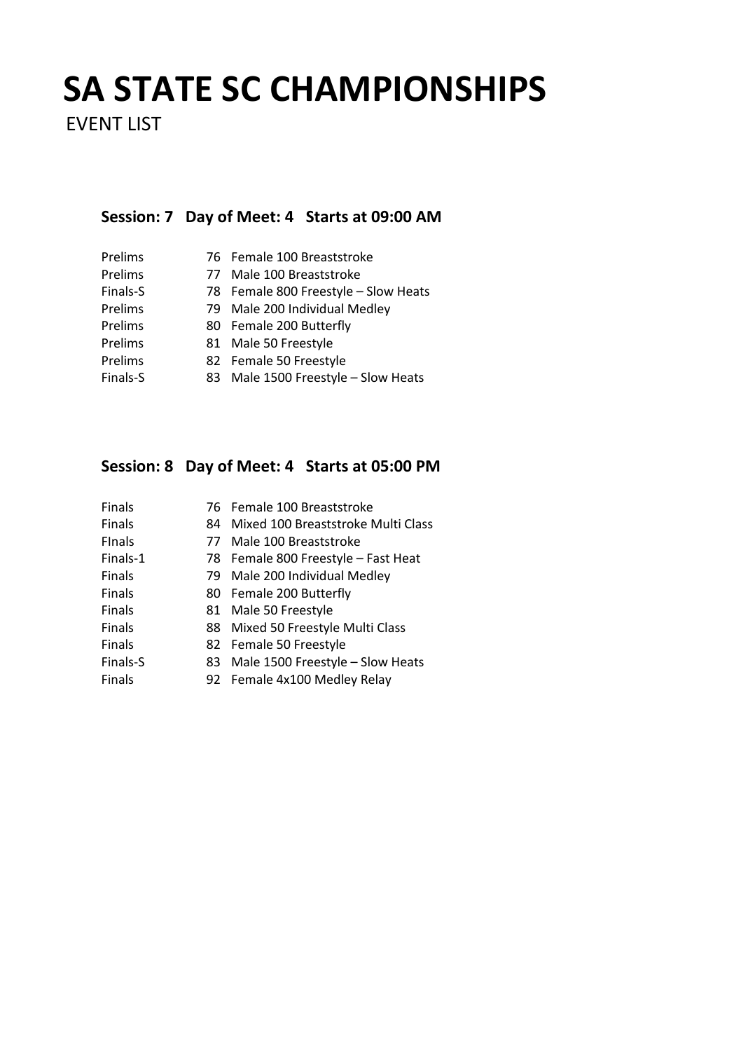# SA STATE SC CHAMPIONSHIPS

EVENT LIST

### Session: 7 Day of Meet: 4 Starts at 09:00 AM

| | | |
|---|---|---|
| Prelims | 76 | Female 100 Breaststroke |
| Prelims | 77 | Male 100 Breaststroke |
| Finals-S | 78 | Female 800 Freestyle – Slow Heats |
| Prelims | 79 | Male 200 Individual Medley |
| Prelims | 80 | Female 200 Butterfly |
| Prelims | 81 | Male 50 Freestyle |
| Prelims | 82 | Female 50 Freestyle |
| Finals-S | 83 | Male 1500 Freestyle – Slow Heats |

### Session: 8 Day of Meet: 4 Starts at 05:00 PM

| | | |
|---|---|---|
| Finals | 76 | Female 100 Breaststroke |
| Finals | 84 | Mixed 100 Breaststroke Multi Class |
| FInals | 77 | Male 100 Breaststroke |
| Finals-1 | 78 | Female 800 Freestyle – Fast Heat |
| Finals | 79 | Male 200 Individual Medley |
| Finals | 80 | Female 200 Butterfly |
| Finals | 81 | Male 50 Freestyle |
| Finals | 88 | Mixed 50 Freestyle Multi Class |
| Finals | 82 | Female 50 Freestyle |
| Finals-S | 83 | Male 1500 Freestyle – Slow Heats |
| Finals | 92 | Female 4x100 Medley Relay |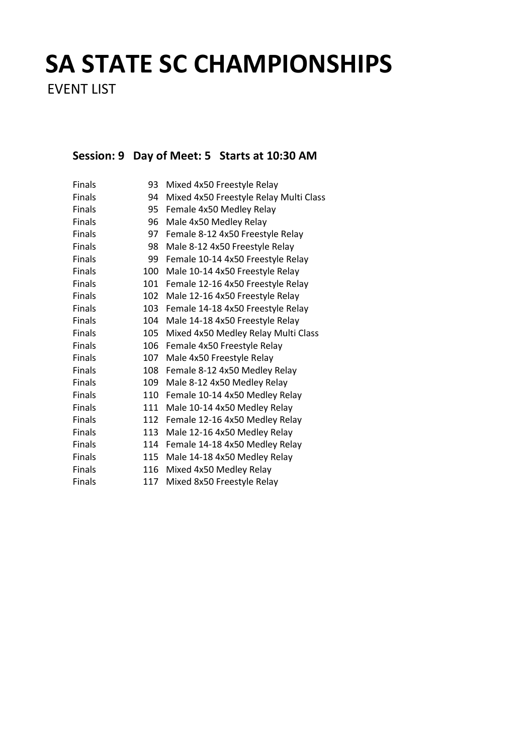# SA STATE SC CHAMPIONSHIPS

EVENT LIST

### Session: 9 Day of Meet: 5 Starts at 10:30 AM

| | | |
|---|---|---|
| Finals | 93 | Mixed 4x50 Freestyle Relay |
| Finals | 94 | Mixed 4x50 Freestyle Relay Multi Class |
| Finals | 95 | Female 4x50 Medley Relay |
| Finals | 96 | Male 4x50 Medley Relay |
| Finals | 97 | Female 8-12 4x50 Freestyle Relay |
| Finals | 98 | Male 8-12 4x50 Freestyle Relay |
| Finals | 99 | Female 10-14 4x50 Freestyle Relay |
| Finals | 100 | Male 10-14 4x50 Freestyle Relay |
| Finals | 101 | Female 12-16 4x50 Freestyle Relay |
| Finals | 102 | Male 12-16 4x50 Freestyle Relay |
| Finals | 103 | Female 14-18 4x50 Freestyle Relay |
| Finals | 104 | Male 14-18 4x50 Freestyle Relay |
| Finals | 105 | Mixed 4x50 Medley Relay Multi Class |
| Finals | 106 | Female 4x50 Freestyle Relay |
| Finals | 107 | Male 4x50 Freestyle Relay |
| Finals | 108 | Female 8-12 4x50 Medley Relay |
| Finals | 109 | Male 8-12 4x50 Medley Relay |
| Finals | 110 | Female 10-14 4x50 Medley Relay |
| Finals | 111 | Male 10-14 4x50 Medley Relay |
| Finals | 112 | Female 12-16 4x50 Medley Relay |
| Finals | 113 | Male 12-16 4x50 Medley Relay |
| Finals | 114 | Female 14-18 4x50 Medley Relay |
| Finals | 115 | Male 14-18 4x50 Medley Relay |
| Finals | 116 | Mixed 4x50 Medley Relay |
| Finals | 117 | Mixed 8x50 Freestyle Relay |